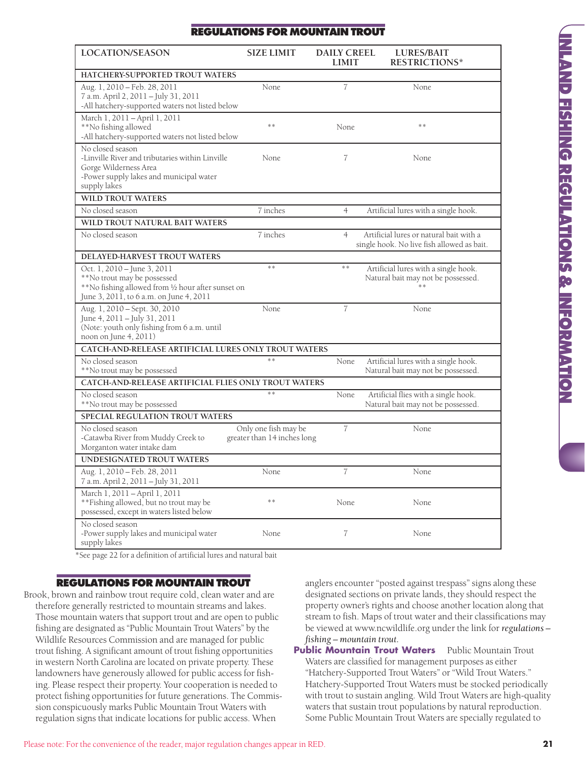## REGULATIONS FOR MOUNTAIN TROUT

| LOCATION/SEASON | SIZE LIMIT | DAILY CREEL LIMIT | LURES/BAIT RESTRICTIONS* |
|---|---|---|---|
| **HATCHERY-SUPPORTED TROUT WATERS** | | | |
| Aug. 1, 2010 – Feb. 28, 2011<br>7 a.m. April 2, 2011 – July 31, 2011<br>-All hatchery-supported waters not listed below | None | 7 | None |
| March 1, 2011 – April 1, 2011<br>**No fishing allowed<br>-All hatchery-supported waters not listed below | ** | None | ** |
| No closed season<br>-Linville River and tributaries within Linville Gorge Wilderness Area<br>-Power supply lakes and municipal water supply lakes | None | 7 | None |
| **WILD TROUT WATERS** | | | |
| No closed season | 7 inches | 4 | Artificial lures with a single hook. |
| **WILD TROUT NATURAL BAIT WATERS** | | | |
| No closed season | 7 inches | 4 | Artificial lures or natural bait with a single hook. No live fish allowed as bait. |
| **DELAYED-HARVEST TROUT WATERS** | | | |
| Oct. 1, 2010 – June 3, 2011<br>**No trout may be possessed<br>**No fishing allowed from ½ hour after sunset on June 3, 2011, to 6 a.m. on June 4, 2011 | ** | ** | Artificial lures with a single hook. Natural bait may not be possessed. ** |
| Aug. 1, 2010 – Sept. 30, 2010<br>June 4, 2011 – July 31, 2011<br>(Note: youth only fishing from 6 a.m. until noon on June 4, 2011) | None | 7 | None |
| **CATCH-AND-RELEASE ARTIFICIAL LURES ONLY TROUT WATERS** | | | |
| No closed season<br>**No trout may be possessed | ** | None | Artificial lures with a single hook. Natural bait may not be possessed. |
| **CATCH-AND-RELEASE ARTIFICIAL FLIES ONLY TROUT WATERS** | | | |
| No closed season<br>**No trout may be possessed | ** | None | Artificial flies with a single hook. Natural bait may not be possessed. |
| **SPECIAL REGULATION TROUT WATERS** | | | |
| No closed season<br>-Catawba River from Muddy Creek to Morganton water intake dam | Only one fish may be greater than 14 inches long | 7 | None |
| **UNDESIGNATED TROUT WATERS** | | | |
| Aug. 1, 2010 – Feb. 28, 2011<br>7 a.m. April 2, 2011 – July 31, 2011 | None | 7 | None |
| March 1, 2011 – April 1, 2011<br>**Fishing allowed, but no trout may be possessed, except in waters listed below | ** | None | None |
| No closed season<br>-Power supply lakes and municipal water supply lakes | None | 7 | None |

*See page 22 for a definition of artificial lures and natural bait

## REGULATIONS FOR MOUNTAIN TROUT

Brook, brown and rainbow trout require cold, clean water and are therefore generally restricted to mountain streams and lakes. Those mountain waters that support trout and are open to public fishing are designated as "Public Mountain Trout Waters" by the Wildlife Resources Commission and are managed for public trout fishing. A significant amount of trout fishing opportunities in western North Carolina are located on private property. These landowners have generously allowed for public access for fishing. Please respect their property. Your cooperation is needed to protect fishing opportunities for future generations. The Commission conspicuously marks Public Mountain Trout Waters with regulation signs that indicate locations for public access. When anglers encounter "posted against trespass" signs along these designated sections on private lands, they should respect the property owner's rights and choose another location along that stream to fish. Maps of trout water and their classifications may be viewed at www.ncwildlife.org under the link for *regulations – fishing – mountain trout*.

**Public Mountain Trout Waters** Public Mountain Trout Waters are classified for management purposes as either "Hatchery-Supported Trout Waters" or "Wild Trout Waters." Hatchery-Supported Trout Waters must be stocked periodically with trout to sustain angling. Wild Trout Waters are high-quality waters that sustain trout populations by natural reproduction. Some Public Mountain Trout Waters are specially regulated to

Please note: For the convenience of the reader, major regulation changes appear in RED.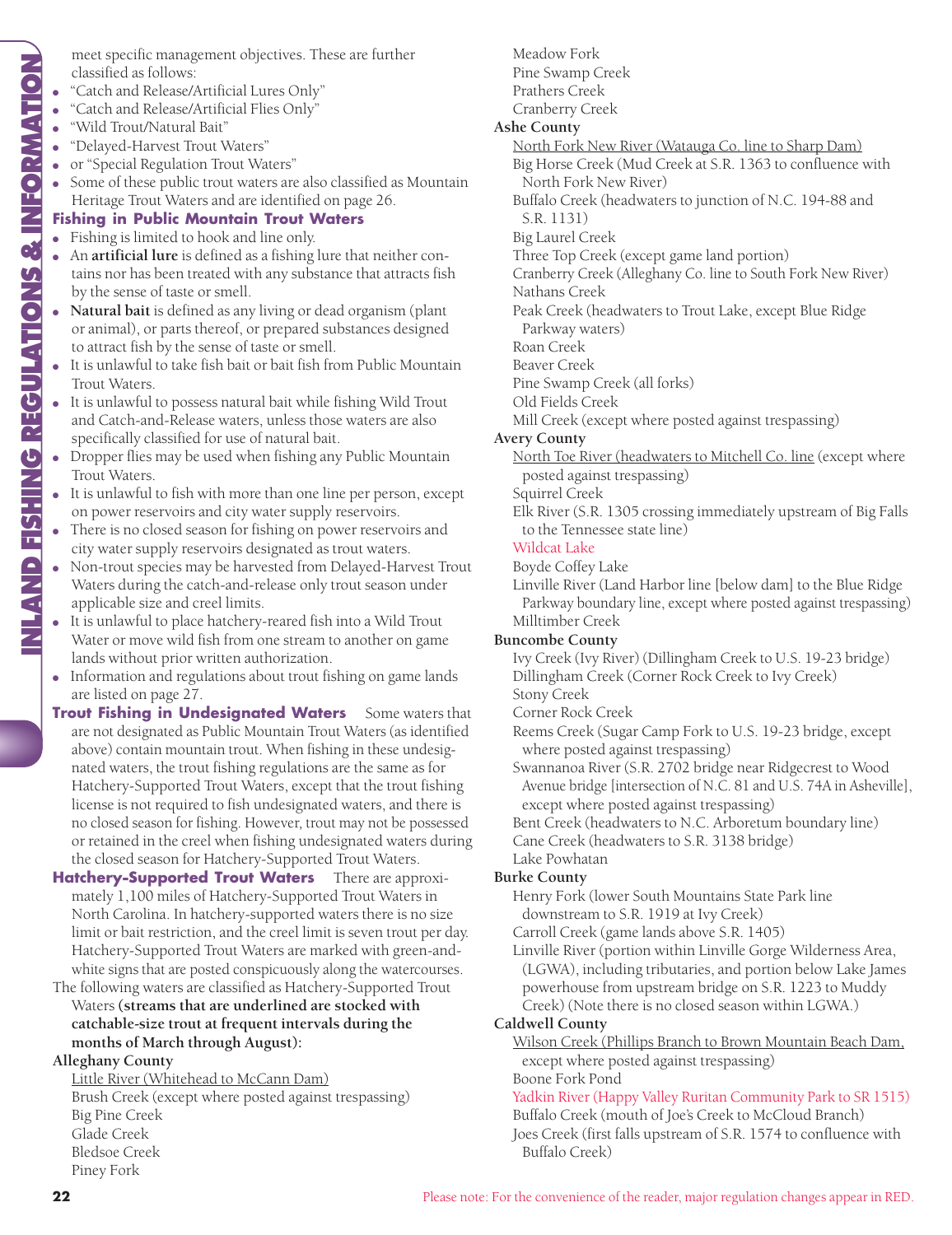meet specific management objectives. These are further classified as follows:

- "Catch and Release/Artificial Lures Only"
- "Catch and Release/Artificial Flies Only"
- "Wild Trout/Natural Bait"
- "Delayed-Harvest Trout Waters"
- or "Special Regulation Trout Waters"
- Some of these public trout waters are also classified as Mountain Heritage Trout Waters and are identified on page 26.

### Fishing in Public Mountain Trout Waters

- Fishing is limited to hook and line only.
- An **artificial lure** is defined as a fishing lure that neither contains nor has been treated with any substance that attracts fish by the sense of taste or smell.
- **Natural bait** is defined as any living or dead organism (plant or animal), or parts thereof, or prepared substances designed to attract fish by the sense of taste or smell.
- It is unlawful to take fish bait or bait fish from Public Mountain Trout Waters.
- It is unlawful to possess natural bait while fishing Wild Trout and Catch-and-Release waters, unless those waters are also specifically classified for use of natural bait.
- Dropper flies may be used when fishing any Public Mountain Trout Waters.
- It is unlawful to fish with more than one line per person, except on power reservoirs and city water supply reservoirs.
- There is no closed season for fishing on power reservoirs and city water supply reservoirs designated as trout waters.
- Non-trout species may be harvested from Delayed-Harvest Trout Waters during the catch-and-release only trout season under applicable size and creel limits.
- It is unlawful to place hatchery-reared fish into a Wild Trout Water or move wild fish from one stream to another on game lands without prior written authorization.
- Information and regulations about trout fishing on game lands are listed on page 27.

**Trout Fishing in Undesignated Waters** Some waters that are not designated as Public Mountain Trout Waters (as identified above) contain mountain trout. When fishing in these undesignated waters, the trout fishing regulations are the same as for Hatchery-Supported Trout Waters, except that the trout fishing license is not required to fish undesignated waters, and there is no closed season for fishing. However, trout may not be possessed or retained in the creel when fishing undesignated waters during the closed season for Hatchery-Supported Trout Waters.

**Hatchery-Supported Trout Waters** There are approximately 1,100 miles of Hatchery-Supported Trout Waters in North Carolina. In hatchery-supported waters there is no size limit or bait restriction, and the creel limit is seven trout per day. Hatchery-Supported Trout Waters are marked with green-and-white signs that are posted conspicuously along the watercourses.

The following waters are classified as Hatchery-Supported Trout Waters **(streams that are underlined are stocked with catchable-size trout at frequent intervals during the months of March through August):**

**Alleghany County**

<u>Little River (Whitehead to McCann Dam)</u>
Brush Creek (except where posted against trespassing)
Big Pine Creek
Glade Creek
Bledsoe Creek
Piney Fork
Meadow Fork
Pine Swamp Creek
Prathers Creek
Cranberry Creek

**Ashe County**

<u>North Fork New River (Watauga Co. line to Sharp Dam)</u>
Big Horse Creek (Mud Creek at S.R. 1363 to confluence with North Fork New River)
Buffalo Creek (headwaters to junction of N.C. 194-88 and S.R. 1131)
Big Laurel Creek
Three Top Creek (except game land portion)
Cranberry Creek (Alleghany Co. line to South Fork New River)
Nathans Creek
Peak Creek (headwaters to Trout Lake, except Blue Ridge Parkway waters)
Roan Creek
Beaver Creek
Pine Swamp Creek (all forks)
Old Fields Creek
Mill Creek (except where posted against trespassing)

**Avery County**

<u>North Toe River (headwaters to Mitchell Co. line</u> (except where posted against trespassing)
Squirrel Creek
Elk River (S.R. 1305 crossing immediately upstream of Big Falls to the Tennessee state line)
Wildcat Lake
Boyde Coffey Lake
Linville River (Land Harbor line [below dam] to the Blue Ridge Parkway boundary line, except where posted against trespassing)
Milltimber Creek

**Buncombe County**

Ivy Creek (Ivy River) (Dillingham Creek to U.S. 19-23 bridge)
Dillingham Creek (Corner Rock Creek to Ivy Creek)
Stony Creek
Corner Rock Creek
Reems Creek (Sugar Camp Fork to U.S. 19-23 bridge, except where posted against trespassing)
Swannanoa River (S.R. 2702 bridge near Ridgecrest to Wood Avenue bridge [intersection of N.C. 81 and U.S. 74A in Asheville], except where posted against trespassing)
Bent Creek (headwaters to N.C. Arboretum boundary line)
Cane Creek (headwaters to S.R. 3138 bridge)
Lake Powhatan

**Burke County**

Henry Fork (lower South Mountains State Park line downstream to S.R. 1919 at Ivy Creek)
Carroll Creek (game lands above S.R. 1405)
Linville River (portion within Linville Gorge Wilderness Area, (LGWA), including tributaries, and portion below Lake James powerhouse from upstream bridge on S.R. 1223 to Muddy Creek) (Note there is no closed season within LGWA.)

**Caldwell County**

<u>Wilson Creek (Phillips Branch to Brown Mountain Beach Dam,</u> except where posted against trespassing)
Boone Fork Pond
Yadkin River (Happy Valley Ruritan Community Park to SR 1515)
Buffalo Creek (mouth of Joe's Creek to McCloud Branch)
Joes Creek (first falls upstream of S.R. 1574 to confluence with Buffalo Creek)

Please note: For the convenience of the reader, major regulation changes appear in RED.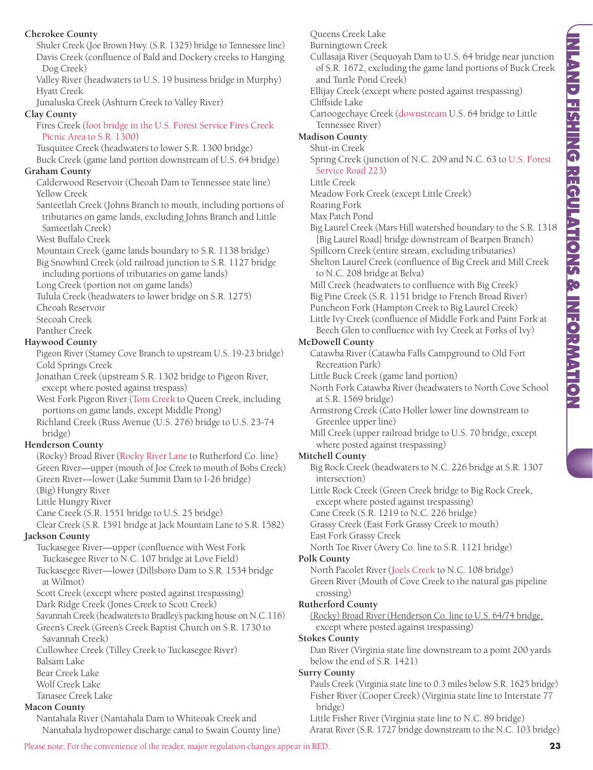**Cherokee County**

- Shuler Creek (Joe Brown Hwy. (S.R. 1325) bridge to Tennessee line)
- Davis Creek (confluence of Bald and Dockery creeks to Hanging Dog Creek)
- Valley River (headwaters to U.S. 19 business bridge in Murphy)
- Hyatt Creek
- Junaluska Creek (Ashturn Creek to Valley River)

**Clay County**

- Fires Creek (foot bridge in the U.S. Forest Service Fires Creek Picnic Area to S.R. 1300)
- Tusquitee Creek (headwaters to lower S.R. 1300 bridge)
- Buck Creek (game land portion downstream of U.S. 64 bridge)

**Graham County**

- Calderwood Reservoir (Cheoah Dam to Tennessee state line)
- Yellow Creek
- Santeetlah Creek (Johns Branch to mouth, including portions of tributaries on game lands, excluding Johns Branch and Little Santeetlah Creek)
- West Buffalo Creek
- Mountain Creek (game lands boundary to S.R. 1138 bridge)
- Big Snowbird Creek (old railroad junction to S.R. 1127 bridge including portions of tributaries on game lands)
- Long Creek (portion not on game lands)
- Tulula Creek (headwaters to lower bridge on S.R. 1275)
- Cheoah Reservoir
- Stecoah Creek
- Panther Creek

**Haywood County**

- Pigeon River (Stamey Cove Branch to upstream U.S. 19-23 bridge)
- Cold Springs Creek
- Jonathan Creek (upstream S.R. 1302 bridge to Pigeon River, except where posted against trespass)
- West Fork Pigeon River (Tom Creek to Queen Creek, including portions on game lands, except Middle Prong)
- Richland Creek (Russ Avenue (U.S. 276) bridge to U.S. 23-74 bridge)

**Henderson County**

- (Rocky) Broad River (Rocky River Lane to Rutherford Co. line)
- Green River—upper (mouth of Joe Creek to mouth of Bobs Creek)
- Green River—lower (Lake Summit Dam to I-26 bridge)
- (Big) Hungry River
- Little Hungry River
- Cane Creek (S.R. 1551 bridge to U.S. 25 bridge)
- Clear Creek (S.R. 1591 bridge at Jack Mountain Lane to S.R. 1582)

**Jackson County**

- Tuckasegee River—upper (confluence with West Fork Tuckasegee River to N.C. 107 bridge at Love Field)
- Tuckasegee River—lower (Dillsboro Dam to S.R. 1534 bridge at Wilmot)
- Scott Creek (except where posted against trespassing)
- Dark Ridge Creek (Jones Creek to Scott Creek)
- Savannah Creek (headwaters to Bradley's packing house on N.C. 116)
- Green's Creek (Green's Creek Baptist Church on S.R. 1730 to Savannah Creek)
- Cullowhee Creek (Tilley Creek to Tuckasegee River)
- Balsam Lake
- Bear Creek Lake
- Wolf Creek Lake
- Tanasee Creek Lake

**Macon County**

- Nantahala River (Nantahala Dam to Whiteoak Creek and Nantahala hydropower discharge canal to Swain County line)
- Queens Creek Lake
- Burningtown Creek
- Cullasaja River (Sequoyah Dam to U.S. 64 bridge near junction of S.R. 1672, excluding the game land portions of Buck Creek and Turtle Pond Creek)
- Ellijay Creek (except where posted against trespassing)
- Cliffside Lake
- Cartoogechaye Creek (downstream U.S. 64 bridge to Little Tennessee River)

**Madison County**

- Shut-in Creek
- Spring Creek (junction of N.C. 209 and N.C. 63 to U.S. Forest Service Road 223)
- Little Creek
- Meadow Fork Creek (except Little Creek)
- Roaring Fork
- Max Patch Pond
- Big Laurel Creek (Mars Hill watershed boundary to the S.R. 1318 [Big Laurel Road] bridge downstream of Bearpen Branch)
- Spillcorn Creek (entire stream, excluding tributaries)
- Shelton Laurel Creek (confluence of Big Creek and Mill Creek to N.C. 208 bridge at Belva)
- Mill Creek (headwaters to confluence with Big Creek)
- Big Pine Creek (S.R. 1151 bridge to French Broad River)
- Puncheon Fork (Hampton Creek to Big Laurel Creek)
- Little Ivy Creek (confluence of Middle Fork and Paint Fork at Beech Glen to confluence with Ivy Creek at Forks of Ivy)

**McDowell County**

- Catawba River (Catawba Falls Campground to Old Fort Recreation Park)
- Little Buck Creek (game land portion)
- North Fork Catawba River (headwaters to North Cove School at S.R. 1569 bridge)
- Armstrong Creek (Cato Holler lower line downstream to Greenlee upper line)
- Mill Creek (upper railroad bridge to U.S. 70 bridge, except where posted against trespassing)

**Mitchell County**

- Big Rock Creek (headwaters to N.C. 226 bridge at S.R. 1307 intersection)
- Little Rock Creek (Green Creek bridge to Big Rock Creek, except where posted against trespassing)
- Cane Creek (S.R. 1219 to N.C. 226 bridge)
- Grassy Creek (East Fork Grassy Creek to mouth)
- East Fork Grassy Creek
- North Toe River (Avery Co. line to S.R. 1121 bridge)

**Polk County**

- North Pacolet River (Joels Creek to N.C. 108 bridge)
- Green River (Mouth of Cove Creek to the natural gas pipeline crossing)

**Rutherford County**

- (Rocky) Broad River (Henderson Co. line to U.S. 64/74 bridge, except where posted against trespassing)

**Stokes County**

- Dan River (Virginia state line downstream to a point 200 yards below the end of S.R. 1421)

**Surry County**

- Pauls Creek (Virginia state line to 0.3 miles below S.R. 1625 bridge)
- Fisher River (Cooper Creek) (Virginia state line to Interstate 77 bridge)
- Little Fisher River (Virginia state line to N.C. 89 bridge)
- Ararat River (S.R. 1727 bridge downstream to the N.C. 103 bridge)

Please note: For the convenience of the reader, major regulation changes appear in RED.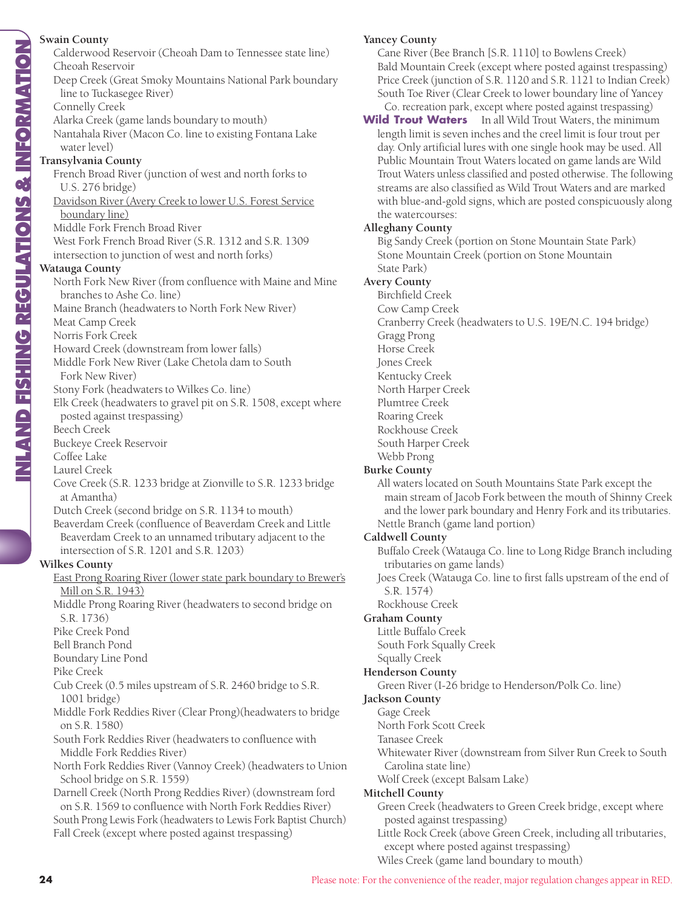**Swain County**

Calderwood Reservoir (Cheoah Dam to Tennessee state line)
Cheoah Reservoir
Deep Creek (Great Smoky Mountains National Park boundary line to Tuckasegee River)
Connelly Creek
Alarka Creek (game lands boundary to mouth)
Nantahala River (Macon Co. line to existing Fontana Lake water level)

**Transylvania County**

French Broad River (junction of west and north forks to U.S. 276 bridge)
Davidson River (Avery Creek to lower U.S. Forest Service boundary line)
Middle Fork French Broad River
West Fork French Broad River (S.R. 1312 and S.R. 1309 intersection to junction of west and north forks)

**Watauga County**

North Fork New River (from confluence with Maine and Mine branches to Ashe Co. line)
Maine Branch (headwaters to North Fork New River)
Meat Camp Creek
Norris Fork Creek
Howard Creek (downstream from lower falls)
Middle Fork New River (Lake Chetola dam to South Fork New River)
Stony Fork (headwaters to Wilkes Co. line)
Elk Creek (headwaters to gravel pit on S.R. 1508, except where posted against trespassing)
Beech Creek
Buckeye Creek Reservoir
Coffee Lake
Laurel Creek
Cove Creek (S.R. 1233 bridge at Zionville to S.R. 1233 bridge at Amantha)
Dutch Creek (second bridge on S.R. 1134 to mouth)
Beaverdam Creek (confluence of Beaverdam Creek and Little Beaverdam Creek to an unnamed tributary adjacent to the intersection of S.R. 1201 and S.R. 1203)

**Wilkes County**

East Prong Roaring River (lower state park boundary to Brewer's Mill on S.R. 1943)
Middle Prong Roaring River (headwaters to second bridge on S.R. 1736)
Pike Creek Pond
Bell Branch Pond
Boundary Line Pond
Pike Creek
Cub Creek (0.5 miles upstream of S.R. 2460 bridge to S.R. 1001 bridge)
Middle Fork Reddies River (Clear Prong)(headwaters to bridge on S.R. 1580)
South Fork Reddies River (headwaters to confluence with Middle Fork Reddies River)
North Fork Reddies River (Vannoy Creek) (headwaters to Union School bridge on S.R. 1559)
Darnell Creek (North Prong Reddies River) (downstream ford on S.R. 1569 to confluence with North Fork Reddies River)
South Prong Lewis Fork (headwaters to Lewis Fork Baptist Church)
Fall Creek (except where posted against trespassing)

**Yancey County**

Cane River (Bee Branch [S.R. 1110] to Bowlens Creek)
Bald Mountain Creek (except where posted against trespassing)
Price Creek (junction of S.R. 1120 and S.R. 1121 to Indian Creek)
South Toe River (Clear Creek to lower boundary line of Yancey Co. recreation park, except where posted against trespassing)

**Wild Trout Waters** In all Wild Trout Waters, the minimum length limit is seven inches and the creel limit is four trout per day. Only artificial lures with one single hook may be used. All Public Mountain Trout Waters located on game lands are Wild Trout Waters unless classified and posted otherwise. The following streams are also classified as Wild Trout Waters and are marked with blue-and-gold signs, which are posted conspicuously along the watercourses:

**Alleghany County**

Big Sandy Creek (portion on Stone Mountain State Park)
Stone Mountain Creek (portion on Stone Mountain State Park)

**Avery County**

Birchfield Creek
Cow Camp Creek
Cranberry Creek (headwaters to U.S. 19E/N.C. 194 bridge)
Gragg Prong
Horse Creek
Jones Creek
Kentucky Creek
North Harper Creek
Plumtree Creek
Roaring Creek
Rockhouse Creek
South Harper Creek
Webb Prong

**Burke County**

All waters located on South Mountains State Park except the main stream of Jacob Fork between the mouth of Shinny Creek and the lower park boundary and Henry Fork and its tributaries.
Nettle Branch (game land portion)

**Caldwell County**

Buffalo Creek (Watauga Co. line to Long Ridge Branch including tributaries on game lands)
Joes Creek (Watauga Co. line to first falls upstream of the end of S.R. 1574)
Rockhouse Creek

**Graham County**

Little Buffalo Creek
South Fork Squally Creek
Squally Creek

**Henderson County**

Green River (I-26 bridge to Henderson/Polk Co. line)

**Jackson County**

Gage Creek
North Fork Scott Creek
Tanasee Creek
Whitewater River (downstream from Silver Run Creek to South Carolina state line)
Wolf Creek (except Balsam Lake)

**Mitchell County**

Green Creek (headwaters to Green Creek bridge, except where posted against trespassing)
Little Rock Creek (above Green Creek, including all tributaries, except where posted against trespassing)
Wiles Creek (game land boundary to mouth)

Please note: For the convenience of the reader, major regulation changes appear in RED.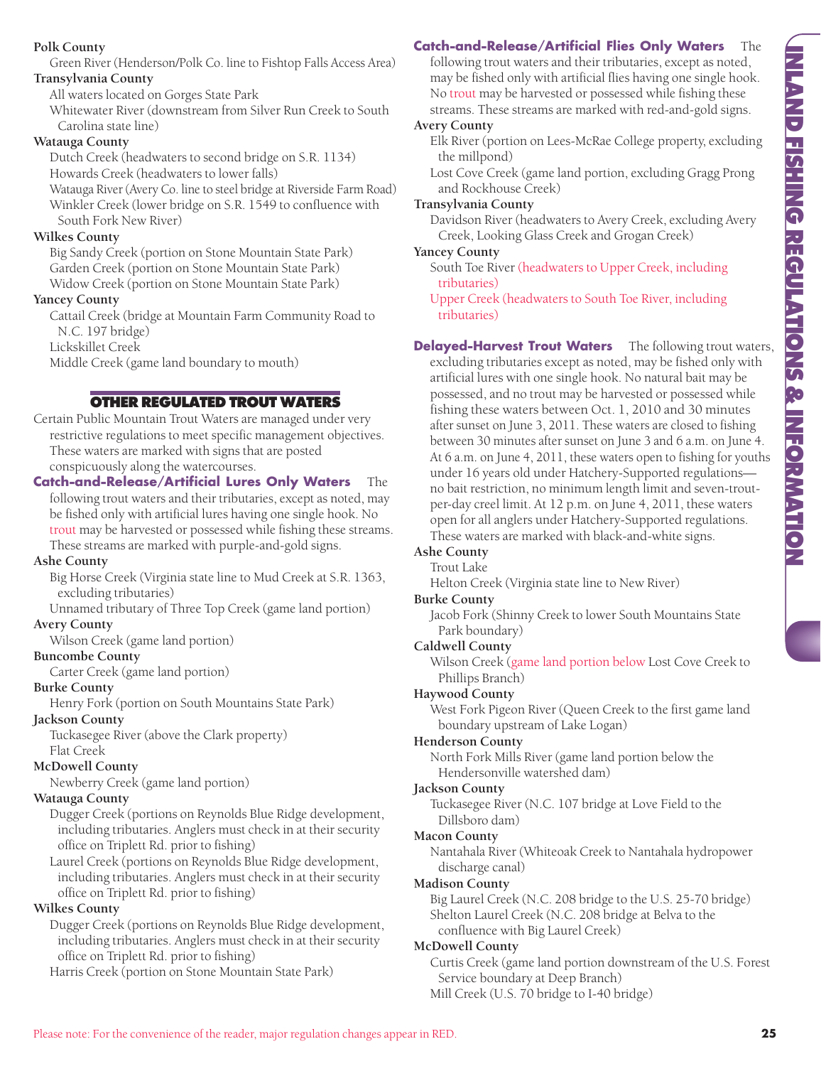**Polk County**

Green River (Henderson/Polk Co. line to Fishtop Falls Access Area)

**Transylvania County**

All waters located on Gorges State Park

Whitewater River (downstream from Silver Run Creek to South Carolina state line)

**Watauga County**

Dutch Creek (headwaters to second bridge on S.R. 1134)

Howards Creek (headwaters to lower falls)

Watauga River (Avery Co. line to steel bridge at Riverside Farm Road)

Winkler Creek (lower bridge on S.R. 1549 to confluence with South Fork New River)

**Wilkes County**

Big Sandy Creek (portion on Stone Mountain State Park)

Garden Creek (portion on Stone Mountain State Park)

Widow Creek (portion on Stone Mountain State Park)

**Yancey County**

Cattail Creek (bridge at Mountain Farm Community Road to N.C. 197 bridge)

Lickskillet Creek

Middle Creek (game land boundary to mouth)

## OTHER REGULATED TROUT WATERS

Certain Public Mountain Trout Waters are managed under very restrictive regulations to meet specific management objectives. These waters are marked with signs that are posted conspicuously along the watercourses.

**Catch-and-Release/Artificial Lures Only Waters** The following trout waters and their tributaries, except as noted, may be fished only with artificial lures having one single hook. No trout may be harvested or possessed while fishing these streams. These streams are marked with purple-and-gold signs.

**Ashe County**

Big Horse Creek (Virginia state line to Mud Creek at S.R. 1363, excluding tributaries)

Unnamed tributary of Three Top Creek (game land portion)

**Avery County**

Wilson Creek (game land portion)

**Buncombe County**

Carter Creek (game land portion)

**Burke County**

Henry Fork (portion on South Mountains State Park)

**Jackson County**

Tuckasegee River (above the Clark property)

Flat Creek

**McDowell County**

Newberry Creek (game land portion)

**Watauga County**

Dugger Creek (portions on Reynolds Blue Ridge development, including tributaries. Anglers must check in at their security office on Triplett Rd. prior to fishing)

Laurel Creek (portions on Reynolds Blue Ridge development, including tributaries. Anglers must check in at their security office on Triplett Rd. prior to fishing)

**Wilkes County**

Dugger Creek (portions on Reynolds Blue Ridge development, including tributaries. Anglers must check in at their security office on Triplett Rd. prior to fishing)

Harris Creek (portion on Stone Mountain State Park)

**Catch-and-Release/Artificial Flies Only Waters** The following trout waters and their tributaries, except as noted, may be fished only with artificial flies having one single hook. No trout may be harvested or possessed while fishing these streams. These streams are marked with red-and-gold signs.

**Avery County**

Elk River (portion on Lees-McRae College property, excluding the millpond)

Lost Cove Creek (game land portion, excluding Gragg Prong and Rockhouse Creek)

**Transylvania County**

Davidson River (headwaters to Avery Creek, excluding Avery Creek, Looking Glass Creek and Grogan Creek)

**Yancey County**

South Toe River (headwaters to Upper Creek, including tributaries)

Upper Creek (headwaters to South Toe River, including tributaries)

**Delayed-Harvest Trout Waters** The following trout waters, excluding tributaries except as noted, may be fished only with artificial lures with one single hook. No natural bait may be possessed, and no trout may be harvested or possessed while fishing these waters between Oct. 1, 2010 and 30 minutes after sunset on June 3, 2011. These waters are closed to fishing between 30 minutes after sunset on June 3 and 6 a.m. on June 4. At 6 a.m. on June 4, 2011, these waters open to fishing for youths under 16 years old under Hatchery-Supported regulations—no bait restriction, no minimum length limit and seven-trout-per-day creel limit. At 12 p.m. on June 4, 2011, these waters open for all anglers under Hatchery-Supported regulations. These waters are marked with black-and-white signs.

**Ashe County**

Trout Lake

Helton Creek (Virginia state line to New River)

**Burke County**

Jacob Fork (Shinny Creek to lower South Mountains State Park boundary)

**Caldwell County**

Wilson Creek (game land portion below Lost Cove Creek to Phillips Branch)

**Haywood County**

West Fork Pigeon River (Queen Creek to the first game land boundary upstream of Lake Logan)

**Henderson County**

North Fork Mills River (game land portion below the Hendersonville watershed dam)

**Jackson County**

Tuckasegee River (N.C. 107 bridge at Love Field to the Dillsboro dam)

**Macon County**

Nantahala River (Whiteoak Creek to Nantahala hydropower discharge canal)

**Madison County**

Big Laurel Creek (N.C. 208 bridge to the U.S. 25-70 bridge)

Shelton Laurel Creek (N.C. 208 bridge at Belva to the confluence with Big Laurel Creek)

**McDowell County**

Curtis Creek (game land portion downstream of the U.S. Forest Service boundary at Deep Branch)

Mill Creek (U.S. 70 bridge to I-40 bridge)

Please note: For the convenience of the reader, major regulation changes appear in RED.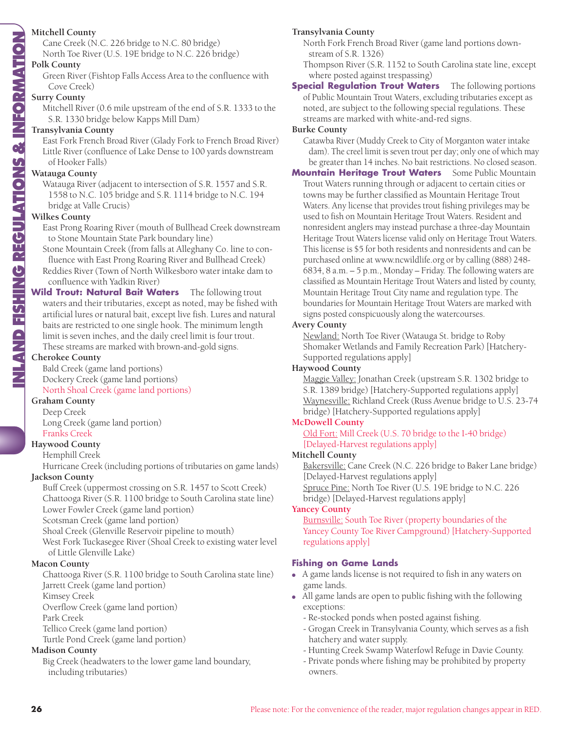**Mitchell County**

Cane Creek (N.C. 226 bridge to N.C. 80 bridge)

North Toe River (U.S. 19E bridge to N.C. 226 bridge)

**Polk County**

Green River (Fishtop Falls Access Area to the confluence with Cove Creek)

**Surry County**

Mitchell River (0.6 mile upstream of the end of S.R. 1333 to the S.R. 1330 bridge below Kapps Mill Dam)

**Transylvania County**

East Fork French Broad River (Glady Fork to French Broad River)

Little River (confluence of Lake Dense to 100 yards downstream of Hooker Falls)

**Watauga County**

Watauga River (adjacent to intersection of S.R. 1557 and S.R. 1558 to N.C. 105 bridge and S.R. 1114 bridge to N.C. 194 bridge at Valle Crucis)

**Wilkes County**

East Prong Roaring River (mouth of Bullhead Creek downstream to Stone Mountain State Park boundary line)

Stone Mountain Creek (from falls at Alleghany Co. line to confluence with East Prong Roaring River and Bullhead Creek)

Reddies River (Town of North Wilkesboro water intake dam to confluence with Yadkin River)

**Wild Trout: Natural Bait Waters** The following trout waters and their tributaries, except as noted, may be fished with artificial lures or natural bait, except live fish. Lures and natural baits are restricted to one single hook. The minimum length limit is seven inches, and the daily creel limit is four trout. These streams are marked with brown-and-gold signs.

**Cherokee County**

Bald Creek (game land portions)

Dockery Creek (game land portions)

North Shoal Creek (game land portions)

**Graham County**

Deep Creek

Long Creek (game land portion)

Franks Creek

**Haywood County**

Hemphill Creek

Hurricane Creek (including portions of tributaries on game lands)

**Jackson County**

Buff Creek (uppermost crossing on S.R. 1457 to Scott Creek)

Chattooga River (S.R. 1100 bridge to South Carolina state line)

Lower Fowler Creek (game land portion)

Scotsman Creek (game land portion)

Shoal Creek (Glenville Reservoir pipeline to mouth)

West Fork Tuckasegee River (Shoal Creek to existing water level of Little Glenville Lake)

**Macon County**

Chattooga River (S.R. 1100 bridge to South Carolina state line)

Jarrett Creek (game land portion)

Kimsey Creek

Overflow Creek (game land portion)

Park Creek

Tellico Creek (game land portion)

Turtle Pond Creek (game land portion)

**Madison County**

Big Creek (headwaters to the lower game land boundary, including tributaries)

**Transylvania County**

North Fork French Broad River (game land portions downstream of S.R. 1326)

Thompson River (S.R. 1152 to South Carolina state line, except where posted against trespassing)

**Special Regulation Trout Waters** The following portions of Public Mountain Trout Waters, excluding tributaries except as noted, are subject to the following special regulations. These streams are marked with white-and-red signs.

**Burke County**

Catawba River (Muddy Creek to City of Morganton water intake dam). The creel limit is seven trout per day; only one of which may be greater than 14 inches. No bait restrictions. No closed season.

**Mountain Heritage Trout Waters** Some Public Mountain Trout Waters running through or adjacent to certain cities or towns may be further classified as Mountain Heritage Trout Waters. Any license that provides trout fishing privileges may be used to fish on Mountain Heritage Trout Waters. Resident and nonresident anglers may instead purchase a three-day Mountain Heritage Trout Waters license valid only on Heritage Trout Waters. This license is $5 for both residents and nonresidents and can be purchased online at www.ncwildlife.org or by calling (888) 248-6834, 8 a.m. – 5 p.m., Monday – Friday. The following waters are classified as Mountain Heritage Trout Waters and listed by county, Mountain Heritage Trout City name and regulation type. The boundaries for Mountain Heritage Trout Waters are marked with signs posted conspicuously along the watercourses.

**Avery County**

Newland: North Toe River (Watauga St. bridge to Roby Shomaker Wetlands and Family Recreation Park) [Hatchery-Supported regulations apply]

**Haywood County**

Maggie Valley: Jonathan Creek (upstream S.R. 1302 bridge to S.R. 1389 bridge) [Hatchery-Supported regulations apply]

Waynesville: Richland Creek (Russ Avenue bridge to U.S. 23-74 bridge) [Hatchery-Supported regulations apply]

**McDowell County**

Old Fort: Mill Creek (U.S. 70 bridge to the I-40 bridge) [Delayed-Harvest regulations apply]

**Mitchell County**

Bakersville: Cane Creek (N.C. 226 bridge to Baker Lane bridge) [Delayed-Harvest regulations apply]

Spruce Pine: North Toe River (U.S. 19E bridge to N.C. 226 bridge) [Delayed-Harvest regulations apply]

**Yancey County**

Burnsville: South Toe River (property boundaries of the Yancey County Toe River Campground) [Hatchery-Supported regulations apply]

### Fishing on Game Lands

- A game lands license is not required to fish in any waters on game lands.
- All game lands are open to public fishing with the following exceptions:
  - Re-stocked ponds when posted against fishing.
  - Grogan Creek in Transylvania County, which serves as a fish hatchery and water supply.
  - Hunting Creek Swamp Waterfowl Refuge in Davie County.
  - Private ponds where fishing may be prohibited by property owners.

Please note: For the convenience of the reader, major regulation changes appear in RED.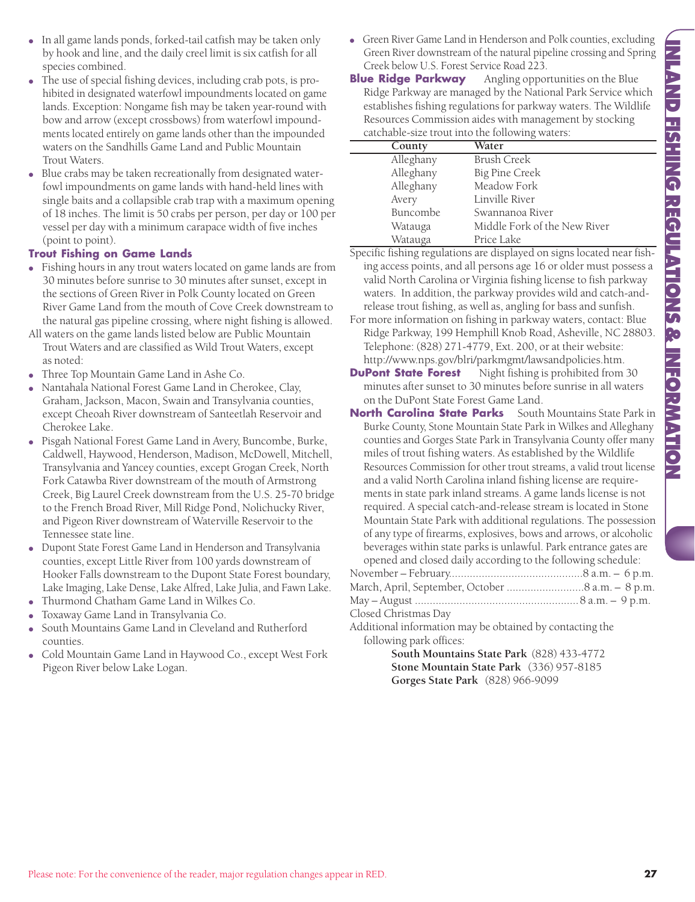- In all game lands ponds, forked-tail catfish may be taken only by hook and line, and the daily creel limit is six catfish for all species combined.
- The use of special fishing devices, including crab pots, is prohibited in designated waterfowl impoundments located on game lands. Exception: Nongame fish may be taken year-round with bow and arrow (except crossbows) from waterfowl impoundments located entirely on game lands other than the impounded waters on the Sandhills Game Land and Public Mountain Trout Waters.
- Blue crabs may be taken recreationally from designated waterfowl impoundments on game lands with hand-held lines with single baits and a collapsible crab trap with a maximum opening of 18 inches. The limit is 50 crabs per person, per day or 100 per vessel per day with a minimum carapace width of five inches (point to point).

### Trout Fishing on Game Lands

- Fishing hours in any trout waters located on game lands are from 30 minutes before sunrise to 30 minutes after sunset, except in the sections of Green River in Polk County located on Green River Game Land from the mouth of Cove Creek downstream to the natural gas pipeline crossing, where night fishing is allowed.

All waters on the game lands listed below are Public Mountain Trout Waters and are classified as Wild Trout Waters, except as noted:

- Three Top Mountain Game Land in Ashe Co.
- Nantahala National Forest Game Land in Cherokee, Clay, Graham, Jackson, Macon, Swain and Transylvania counties, except Cheoah River downstream of Santeetlah Reservoir and Cherokee Lake.
- Pisgah National Forest Game Land in Avery, Buncombe, Burke, Caldwell, Haywood, Henderson, Madison, McDowell, Mitchell, Transylvania and Yancey counties, except Grogan Creek, North Fork Catawba River downstream of the mouth of Armstrong Creek, Big Laurel Creek downstream from the U.S. 25-70 bridge to the French Broad River, Mill Ridge Pond, Nolichucky River, and Pigeon River downstream of Waterville Reservoir to the Tennessee state line.
- Dupont State Forest Game Land in Henderson and Transylvania counties, except Little River from 100 yards downstream of Hooker Falls downstream to the Dupont State Forest boundary, Lake Imaging, Lake Dense, Lake Alfred, Lake Julia, and Fawn Lake.
- Thurmond Chatham Game Land in Wilkes Co.
- Toxaway Game Land in Transylvania Co.
- South Mountains Game Land in Cleveland and Rutherford counties.
- Cold Mountain Game Land in Haywood Co., except West Fork Pigeon River below Lake Logan.
- Green River Game Land in Henderson and Polk counties, excluding Green River downstream of the natural pipeline crossing and Spring Creek below U.S. Forest Service Road 223.

**Blue Ridge Parkway** Angling opportunities on the Blue Ridge Parkway are managed by the National Park Service which establishes fishing regulations for parkway waters. The Wildlife Resources Commission aides with management by stocking catchable-size trout into the following waters:

| County | Water |
|---|---|
| Alleghany | Brush Creek |
| Alleghany | Big Pine Creek |
| Alleghany | Meadow Fork |
| Avery | Linville River |
| Buncombe | Swannanoa River |
| Watauga | Middle Fork of the New River |
| Watauga | Price Lake |

Specific fishing regulations are displayed on signs located near fishing access points, and all persons age 16 or older must possess a valid North Carolina or Virginia fishing license to fish parkway waters. In addition, the parkway provides wild and catch-and-release trout fishing, as well as, angling for bass and sunfish.

For more information on fishing in parkway waters, contact: Blue Ridge Parkway, 199 Hemphill Knob Road, Asheville, NC 28803. Telephone: (828) 271-4779, Ext. 200, or at their website: http://www.nps.gov/blri/parkmgmt/lawsandpolicies.htm.

**DuPont State Forest** Night fishing is prohibited from 30 minutes after sunset to 30 minutes before sunrise in all waters on the DuPont State Forest Game Land.

**North Carolina State Parks** South Mountains State Park in Burke County, Stone Mountain State Park in Wilkes and Alleghany counties and Gorges State Park in Transylvania County offer many miles of trout fishing waters. As established by the Wildlife Resources Commission for other trout streams, a valid trout license and a valid North Carolina inland fishing license are requirements in state park inland streams. A game lands license is not required. A special catch-and-release stream is located in Stone Mountain State Park with additional regulations. The possession of any type of firearms, explosives, bows and arrows, or alcoholic beverages within state parks is unlawful. Park entrance gates are opened and closed daily according to the following schedule:

November – February............................................8 a.m. – 6 p.m.
March, April, September, October ..........................8 a.m. – 8 p.m.
May – August .......................................................8 a.m. – 9 p.m.
Closed Christmas Day

Additional information may be obtained by contacting the following park offices:

**South Mountains State Park** (828) 433-4772
**Stone Mountain State Park** (336) 957-8185
**Gorges State Park** (828) 966-9099

Please note: For the convenience of the reader, major regulation changes appear in RED.